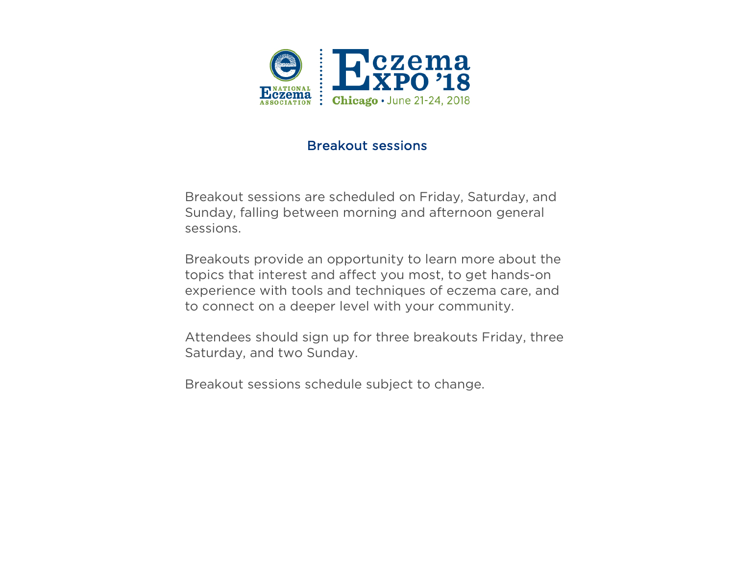National Eczema Association

# Eczema Expo '18

Chicago • June 21-24, 2018

## Breakout sessions

Breakout sessions are scheduled on Friday, Saturday, and Sunday, falling between morning and afternoon general sessions.

Breakouts provide an opportunity to learn more about the topics that interest and affect you most, to get hands-on experience with tools and techniques of eczema care, and to connect on a deeper level with your community.

Attendees should sign up for three breakouts Friday, three Saturday, and two Sunday.

Breakout sessions schedule subject to change.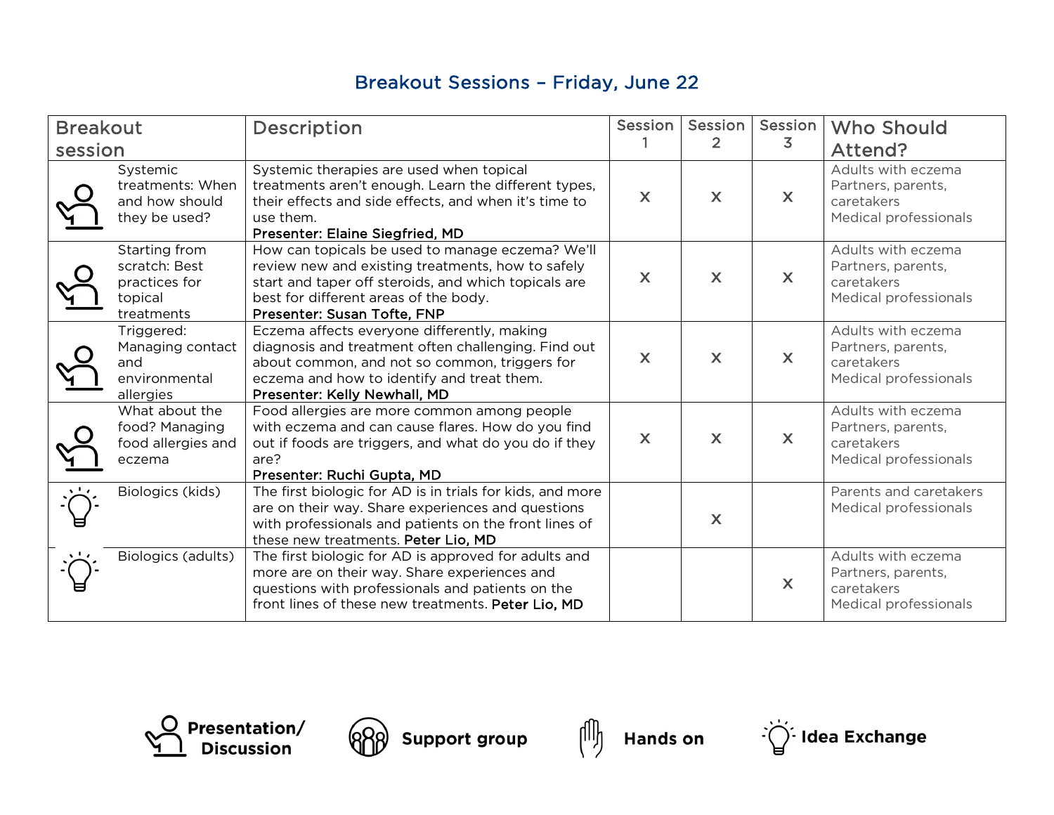## Breakout Sessions – Friday, June 22

| Breakout session | Description | Session 1 | Session 2 | Session 3 | Who Should Attend? |
|---|---|---|---|---|---|
| Systemic treatments: When and how should they be used? | Systemic therapies are used when topical treatments aren't enough. Learn the different types, their effects and side effects, and when it's time to use them. **Presenter: Elaine Siegfried, MD** | X | X | X | Adults with eczema<br>Partners, parents, caretakers<br>Medical professionals |
| Starting from scratch: Best practices for topical treatments | How can topicals be used to manage eczema? We'll review new and existing treatments, how to safely start and taper off steroids, and which topicals are best for different areas of the body. **Presenter: Susan Tofte, FNP** | X | X | X | Adults with eczema<br>Partners, parents, caretakers<br>Medical professionals |
| Triggered: Managing contact and environmental allergies | Eczema affects everyone differently, making diagnosis and treatment often challenging. Find out about common, and not so common, triggers for eczema and how to identify and treat them. **Presenter: Kelly Newhall, MD** | X | X | X | Adults with eczema<br>Partners, parents, caretakers<br>Medical professionals |
| What about the food? Managing food allergies and eczema | Food allergies are more common among people with eczema and can cause flares. How do you find out if foods are triggers, and what do you do if they are? **Presenter: Ruchi Gupta, MD** | X | X | X | Adults with eczema<br>Partners, parents, caretakers<br>Medical professionals |
| Biologics (kids) | The first biologic for AD is in trials for kids, and more are on their way. Share experiences and questions with professionals and patients on the front lines of these new treatments. **Peter Lio, MD** | | X | | Parents and caretakers<br>Medical professionals |
| Biologics (adults) | The first biologic for AD is approved for adults and more are on their way. Share experiences and questions with professionals and patients on the front lines of these new treatments. **Peter Lio, MD** | | | X | Adults with eczema<br>Partners, parents, caretakers<br>Medical professionals |

**Presentation/ Discussion** **Support group** **Hands on** **Idea Exchange**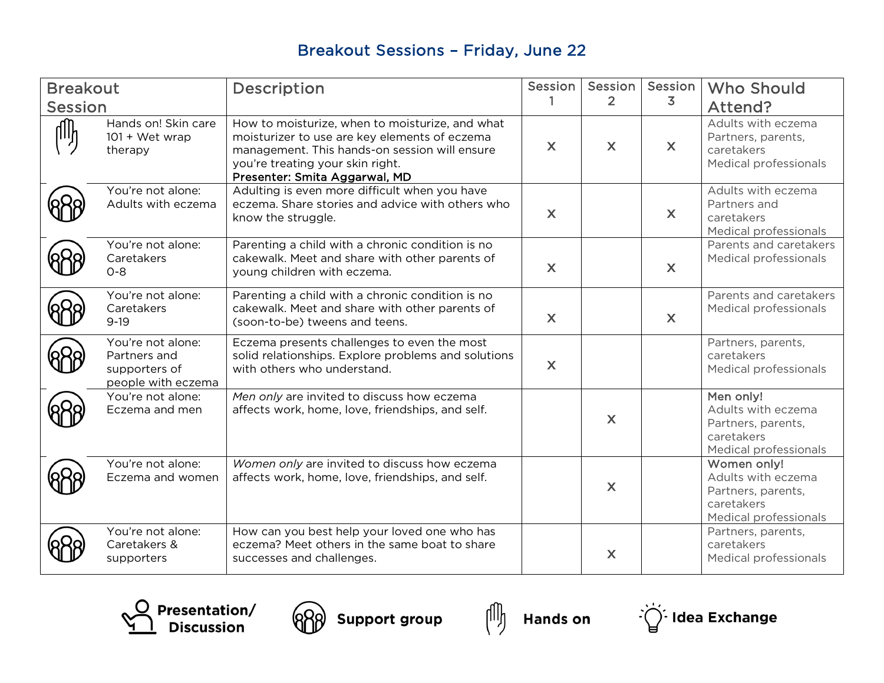## Breakout Sessions – Friday, June 22

| Breakout Session | | Description | Session 1 | Session 2 | Session 3 | Who Should Attend? |
|---|---|---|---|---|---|---|
| Hands on | Hands on! Skin care 101 + Wet wrap therapy | How to moisturize, when to moisturize, and what moisturizer to use are key elements of eczema management. This hands-on session will ensure you're treating your skin right.<br>**Presenter: Smita Aggarwal, MD** | x | x | x | Adults with eczema<br>Partners, parents, caretakers<br>Medical professionals |
| Support group | You're not alone: Adults with eczema | Adulting is even more difficult when you have eczema. Share stories and advice with others who know the struggle. | x | | x | Adults with eczema<br>Partners and caretakers<br>Medical professionals |
| Support group | You're not alone: Caretakers 0-8 | Parenting a child with a chronic condition is no cakewalk. Meet and share with other parents of young children with eczema. | x | | x | Parents and caretakers<br>Medical professionals |
| Support group | You're not alone: Caretakers 9-19 | Parenting a child with a chronic condition is no cakewalk. Meet and share with other parents of (soon-to-be) tweens and teens. | x | | x | Parents and caretakers<br>Medical professionals |
| Support group | You're not alone: Partners and supporters of people with eczema | Eczema presents challenges to even the most solid relationships. Explore problems and solutions with others who understand. | x | | | Partners, parents, caretakers<br>Medical professionals |
| Support group | You're not alone: Eczema and men | *Men only* are invited to discuss how eczema affects work, home, love, friendships, and self. | | x | | Men only!<br>Adults with eczema<br>Partners, parents, caretakers<br>Medical professionals |
| Support group | You're not alone: Eczema and women | *Women only* are invited to discuss how eczema affects work, home, love, friendships, and self. | | x | | Women only!<br>Adults with eczema<br>Partners, parents, caretakers<br>Medical professionals |
| Support group | You're not alone: Caretakers & supporters | How can you best help your loved one who has eczema? Meet others in the same boat to share successes and challenges. | | x | | Partners, parents, caretakers<br>Medical professionals |

**Presentation/ Discussion** **Support group** **Hands on** **Idea Exchange**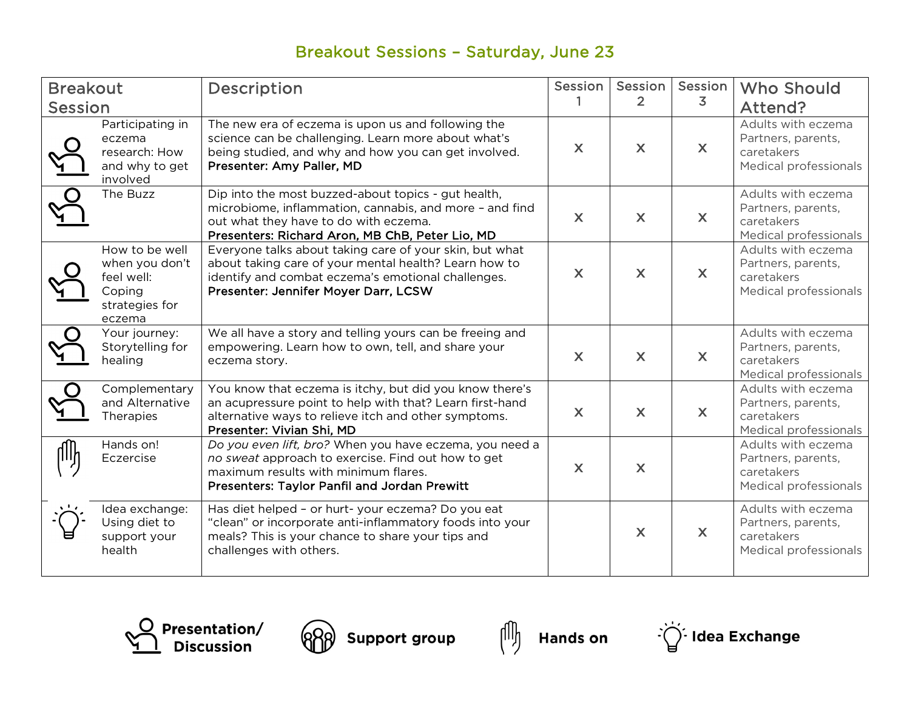## Breakout Sessions – Saturday, June 23

| Breakout Session | Description | Session 1 | Session 2 | Session 3 | Who Should Attend? |
|---|---|---|---|---|---|
| Participating in eczema research: How and why to get involved | The new era of eczema is upon us and following the science can be challenging. Learn more about what's being studied, and why and how you can get involved. **Presenter: Amy Paller, MD** | X | X | X | Adults with eczema<br>Partners, parents, caretakers<br>Medical professionals |
| The Buzz | Dip into the most buzzed-about topics - gut health, microbiome, inflammation, cannabis, and more – and find out what they have to do with eczema. **Presenters: Richard Aron, MB ChB, Peter Lio, MD** | X | X | X | Adults with eczema<br>Partners, parents, caretakers<br>Medical professionals |
| How to be well when you don't feel well: Coping strategies for eczema | Everyone talks about taking care of your skin, but what about taking care of your mental health? Learn how to identify and combat eczema's emotional challenges. **Presenter: Jennifer Moyer Darr, LCSW** | X | X | X | Adults with eczema<br>Partners, parents, caretakers<br>Medical professionals |
| Your journey: Storytelling for healing | We all have a story and telling yours can be freeing and empowering. Learn how to own, tell, and share your eczema story. | X | X | X | Adults with eczema<br>Partners, parents, caretakers<br>Medical professionals |
| Complementary and Alternative Therapies | You know that eczema is itchy, but did you know there's an acupressure point to help with that? Learn first-hand alternative ways to relieve itch and other symptoms. **Presenter: Vivian Shi, MD** | X | X | X | Adults with eczema<br>Partners, parents, caretakers<br>Medical professionals |
| Hands on! Eczercise | *Do you even lift, bro?* When you have eczema, you need a *no sweat* approach to exercise. Find out how to get maximum results with minimum flares. **Presenters: Taylor Panfil and Jordan Prewitt** | X | X | | Adults with eczema<br>Partners, parents, caretakers<br>Medical professionals |
| Idea exchange: Using diet to support your health | Has diet helped – or hurt- your eczema? Do you eat "clean" or incorporate anti-inflammatory foods into your meals? This is your chance to share your tips and challenges with others. | | X | X | Adults with eczema<br>Partners, parents, caretakers<br>Medical professionals |

**Presentation/ Discussion** **Support group** **Hands on** **Idea Exchange**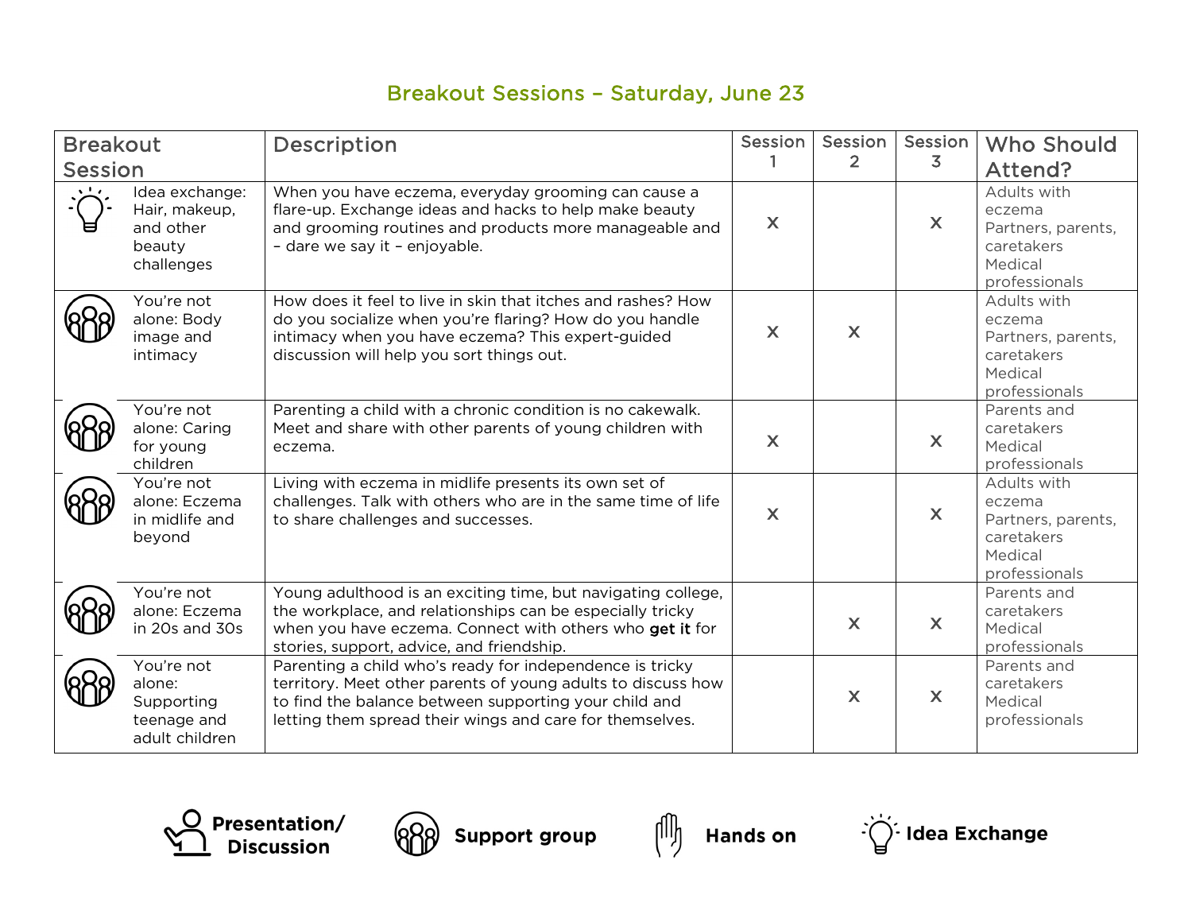## Breakout Sessions – Saturday, June 23

| Breakout Session | Description | Session 1 | Session 2 | Session 3 | Who Should Attend? |
|---|---|---|---|---|---|
| Idea exchange: Hair, makeup, and other beauty challenges | When you have eczema, everyday grooming can cause a flare-up. Exchange ideas and hacks to help make beauty and grooming routines and products more manageable and – dare we say it – enjoyable. | x | | x | Adults with eczema<br>Partners, parents, caretakers<br>Medical professionals |
| You're not alone: Body image and intimacy | How does it feel to live in skin that itches and rashes? How do you socialize when you're flaring? How do you handle intimacy when you have eczema? This expert-guided discussion will help you sort things out. | x | x | | Adults with eczema<br>Partners, parents, caretakers<br>Medical professionals |
| You're not alone: Caring for young children | Parenting a child with a chronic condition is no cakewalk. Meet and share with other parents of young children with eczema. | x | | x | Parents and caretakers<br>Medical professionals |
| You're not alone: Eczema in midlife and beyond | Living with eczema in midlife presents its own set of challenges. Talk with others who are in the same time of life to share challenges and successes. | x | | x | Adults with eczema<br>Partners, parents, caretakers<br>Medical professionals |
| You're not alone: Eczema in 20s and 30s | Young adulthood is an exciting time, but navigating college, the workplace, and relationships can be especially tricky when you have eczema. Connect with others who **get it** for stories, support, advice, and friendship. | | x | x | Parents and caretakers<br>Medical professionals |
| You're not alone: Supporting teenage and adult children | Parenting a child who's ready for independence is tricky territory. Meet other parents of young adults to discuss how to find the balance between supporting your child and letting them spread their wings and care for themselves. | | x | x | Parents and caretakers<br>Medical professionals |

**Presentation/ Discussion** **Support group** **Hands on** **Idea Exchange**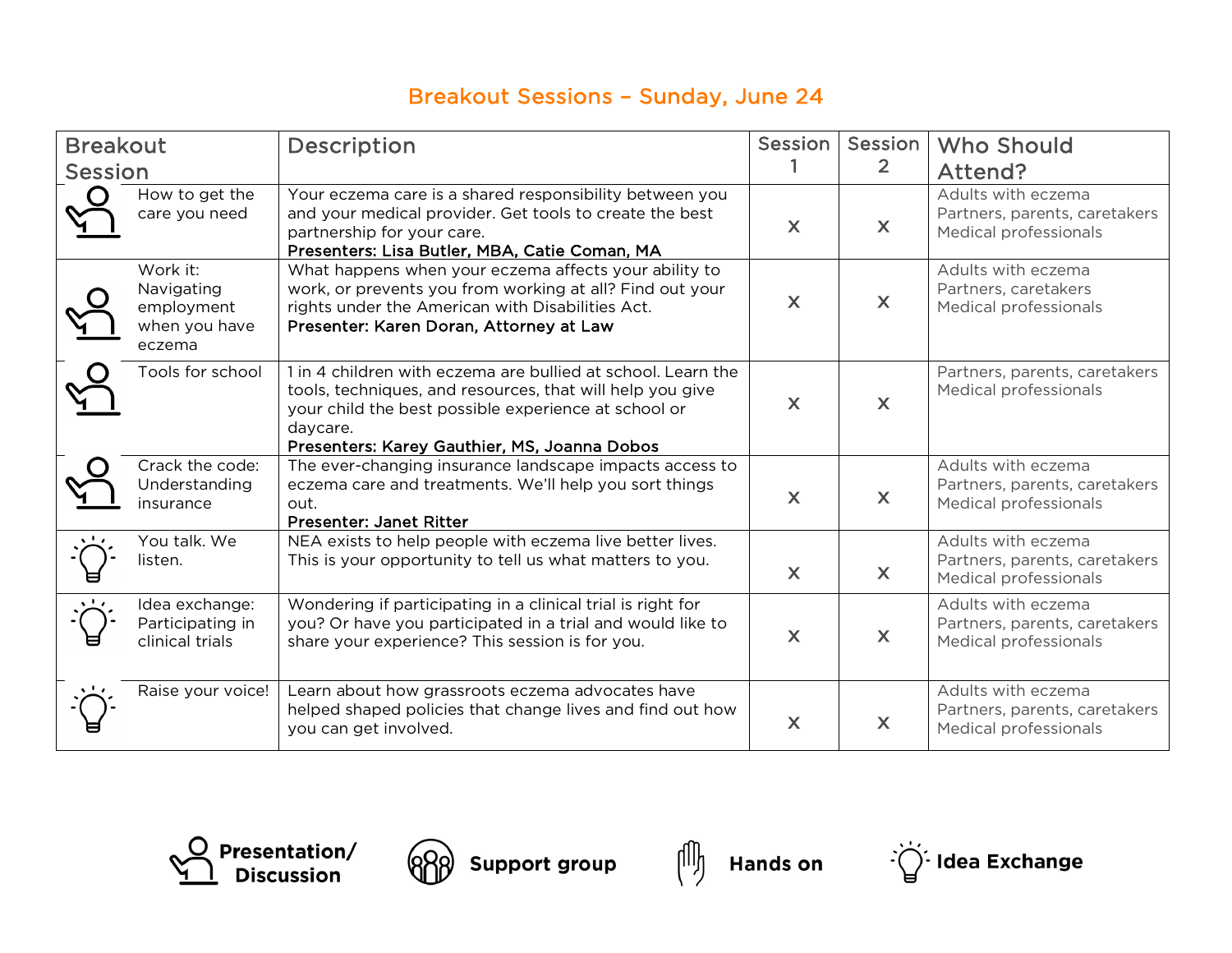## Breakout Sessions – Sunday, June 24

| Breakout Session | Description | Session 1 | Session 2 | Who Should Attend? |
|---|---|---|---|---|
| How to get the care you need | Your eczema care is a shared responsibility between you and your medical provider. Get tools to create the best partnership for your care. **Presenters: Lisa Butler, MBA, Catie Coman, MA** | X | X | Adults with eczema<br>Partners, parents, caretakers<br>Medical professionals |
| Work it: Navigating employment when you have eczema | What happens when your eczema affects your ability to work, or prevents you from working at all? Find out your rights under the American with Disabilities Act. **Presenter: Karen Doran, Attorney at Law** | X | X | Adults with eczema<br>Partners, caretakers<br>Medical professionals |
| Tools for school | 1 in 4 children with eczema are bullied at school. Learn the tools, techniques, and resources, that will help you give your child the best possible experience at school or daycare. **Presenters: Karey Gauthier, MS, Joanna Dobos** | X | X | Partners, parents, caretakers<br>Medical professionals |
| Crack the code: Understanding insurance | The ever-changing insurance landscape impacts access to eczema care and treatments. We'll help you sort things out. **Presenter: Janet Ritter** | X | X | Adults with eczema<br>Partners, parents, caretakers<br>Medical professionals |
| You talk. We listen. | NEA exists to help people with eczema live better lives. This is your opportunity to tell us what matters to you. | X | X | Adults with eczema<br>Partners, parents, caretakers<br>Medical professionals |
| Idea exchange: Participating in clinical trials | Wondering if participating in a clinical trial is right for you? Or have you participated in a trial and would like to share your experience? This session is for you. | X | X | Adults with eczema<br>Partners, parents, caretakers<br>Medical professionals |
| Raise your voice! | Learn about how grassroots eczema advocates have helped shaped policies that change lives and find out how you can get involved. | X | X | Adults with eczema<br>Partners, parents, caretakers<br>Medical professionals |

**Presentation/ Discussion** **Support group** **Hands on** **Idea Exchange**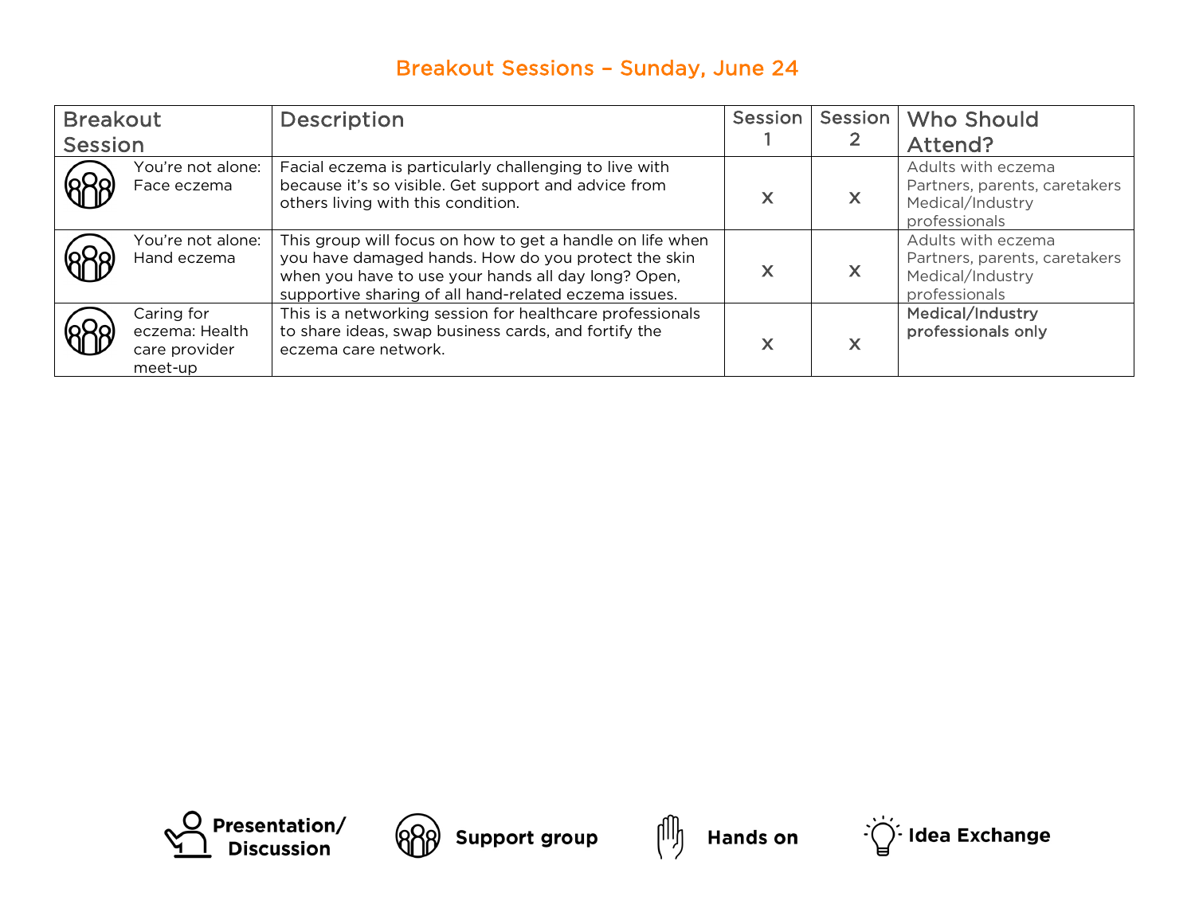## Breakout Sessions – Sunday, June 24

| Breakout Session | Description | Session 1 | Session 2 | Who Should Attend? |
|---|---|---|---|---|
| You're not alone: Face eczema | Facial eczema is particularly challenging to live with because it's so visible. Get support and advice from others living with this condition. | x | x | Adults with eczema<br>Partners, parents, caretakers<br>Medical/Industry professionals |
| You're not alone: Hand eczema | This group will focus on how to get a handle on life when you have damaged hands. How do you protect the skin when you have to use your hands all day long? Open, supportive sharing of all hand-related eczema issues. | x | x | Adults with eczema<br>Partners, parents, caretakers<br>Medical/Industry professionals |
| Caring for eczema: Health care provider meet-up | This is a networking session for healthcare professionals to share ideas, swap business cards, and fortify the eczema care network. | x | x | **Medical/Industry professionals only** |

**Presentation/ Discussion** **Support group** **Hands on** **Idea Exchange**